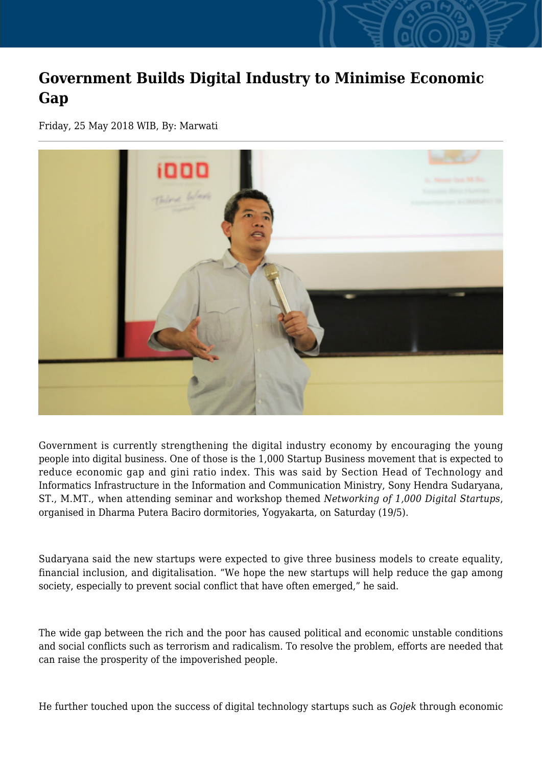# Government Builds Digital Industry to Minimise Economic Gap

Friday, 25 May 2018 WIB, By: Marwati

Government is currently strengthening the digital industry economy by encouraging the young people into digital business. One of those is the 1,000 Startup Business movement that is expected to reduce economic gap and gini ratio index. This was said by Section Head of Technology and Informatics Infrastructure in the Information and Communication Ministry, Sony Hendra Sudaryana, ST., M.MT., when attending seminar and workshop themed *Networking of 1,000 Digital Startups*, organised in Dharma Putera Baciro dormitories, Yogyakarta, on Saturday (19/5).

Sudaryana said the new startups were expected to give three business models to create equality, financial inclusion, and digitalisation. “We hope the new startups will help reduce the gap among society, especially to prevent social conflict that have often emerged,” he said.

The wide gap between the rich and the poor has caused political and economic unstable conditions and social conflicts such as terrorism and radicalism. To resolve the problem, efforts are needed that can raise the prosperity of the impoverished people.

He further touched upon the success of digital technology startups such as *Gojek* through economic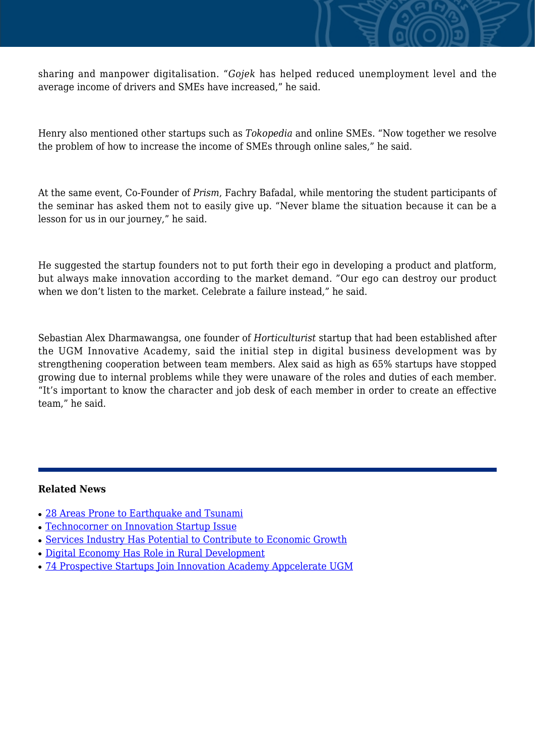sharing and manpower digitalisation. "*Gojek* has helped reduced unemployment level and the average income of drivers and SMEs have increased," he said.

Henry also mentioned other startups such as *Tokopedia* and online SMEs. "Now together we resolve the problem of how to increase the income of SMEs through online sales," he said.

At the same event, Co-Founder of *Prism*, Fachry Bafadal, while mentoring the student participants of the seminar has asked them not to easily give up. "Never blame the situation because it can be a lesson for us in our journey," he said.

He suggested the startup founders not to put forth their ego in developing a product and platform, but always make innovation according to the market demand. "Our ego can destroy our product when we don't listen to the market. Celebrate a failure instead," he said.

Sebastian Alex Dharmawangsa, one founder of *Horticulturist* startup that had been established after the UGM Innovative Academy, said the initial step in digital business development was by strengthening cooperation between team members. Alex said as high as 65% startups have stopped growing due to internal problems while they were unaware of the roles and duties of each member. "It's important to know the character and job desk of each member in order to create an effective team," he said.

---

**Related News**

- 28 Areas Prone to Earthquake and Tsunami
- Technocorner on Innovation Startup Issue
- Services Industry Has Potential to Contribute to Economic Growth
- Digital Economy Has Role in Rural Development
- 74 Prospective Startups Join Innovation Academy Appcelerate UGM